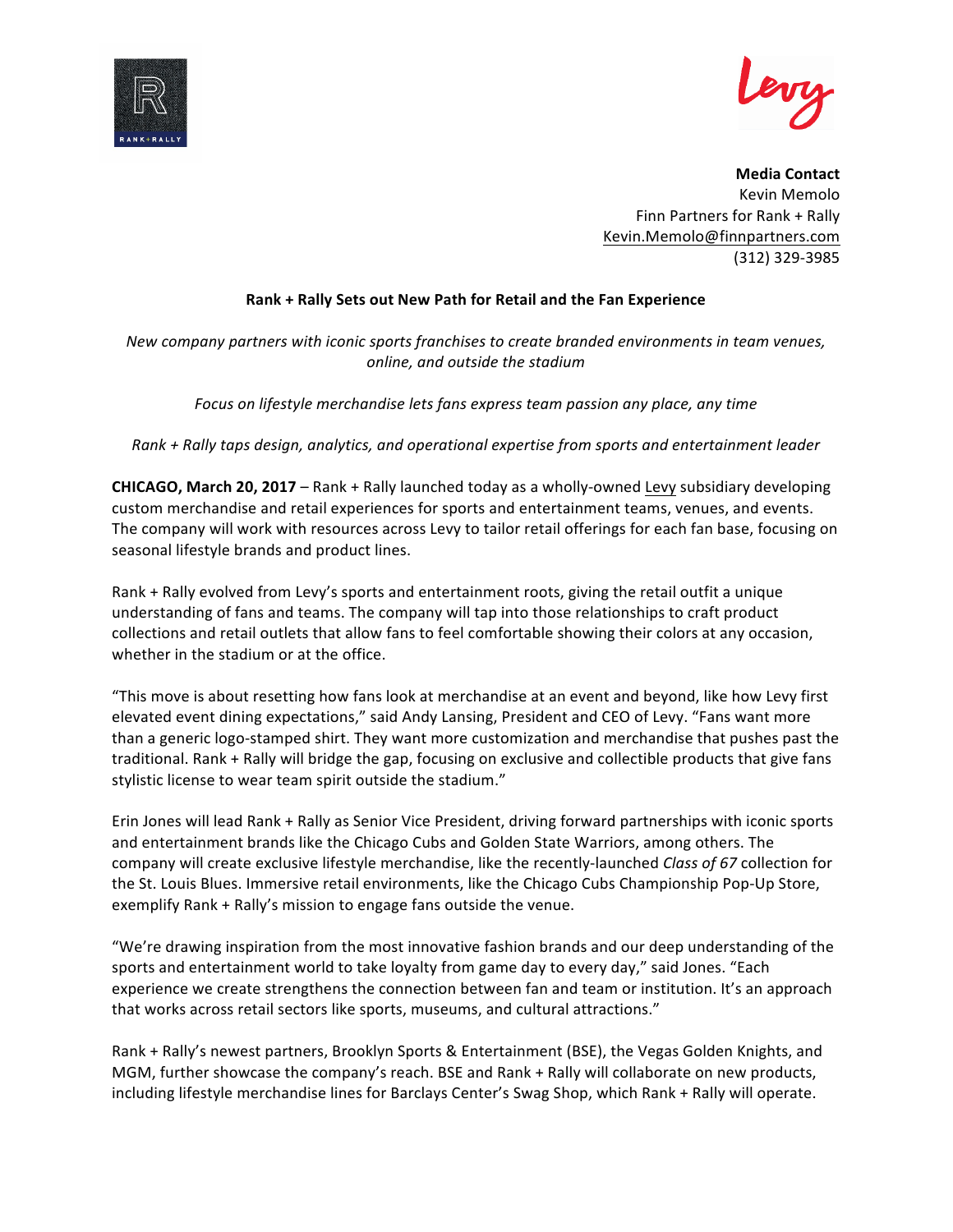**Media Contact**
Kevin Memolo
Finn Partners for Rank + Rally
Kevin.Memolo@finnpartners.com
(312) 329-3985

**Rank + Rally Sets out New Path for Retail and the Fan Experience**

*New company partners with iconic sports franchises to create branded environments in team venues, online, and outside the stadium*

*Focus on lifestyle merchandise lets fans express team passion any place, any time*

*Rank + Rally taps design, analytics, and operational expertise from sports and entertainment leader*

**CHICAGO, March 20, 2017** – Rank + Rally launched today as a wholly-owned Levy subsidiary developing custom merchandise and retail experiences for sports and entertainment teams, venues, and events. The company will work with resources across Levy to tailor retail offerings for each fan base, focusing on seasonal lifestyle brands and product lines.

Rank + Rally evolved from Levy's sports and entertainment roots, giving the retail outfit a unique understanding of fans and teams. The company will tap into those relationships to craft product collections and retail outlets that allow fans to feel comfortable showing their colors at any occasion, whether in the stadium or at the office.

"This move is about resetting how fans look at merchandise at an event and beyond, like how Levy first elevated event dining expectations," said Andy Lansing, President and CEO of Levy. "Fans want more than a generic logo-stamped shirt. They want more customization and merchandise that pushes past the traditional. Rank + Rally will bridge the gap, focusing on exclusive and collectible products that give fans stylistic license to wear team spirit outside the stadium."

Erin Jones will lead Rank + Rally as Senior Vice President, driving forward partnerships with iconic sports and entertainment brands like the Chicago Cubs and Golden State Warriors, among others. The company will create exclusive lifestyle merchandise, like the recently-launched *Class of 67* collection for the St. Louis Blues. Immersive retail environments, like the Chicago Cubs Championship Pop-Up Store, exemplify Rank + Rally's mission to engage fans outside the venue.

"We're drawing inspiration from the most innovative fashion brands and our deep understanding of the sports and entertainment world to take loyalty from game day to every day," said Jones. "Each experience we create strengthens the connection between fan and team or institution. It's an approach that works across retail sectors like sports, museums, and cultural attractions."

Rank + Rally's newest partners, Brooklyn Sports & Entertainment (BSE), the Vegas Golden Knights, and MGM, further showcase the company's reach. BSE and Rank + Rally will collaborate on new products, including lifestyle merchandise lines for Barclays Center's Swag Shop, which Rank + Rally will operate.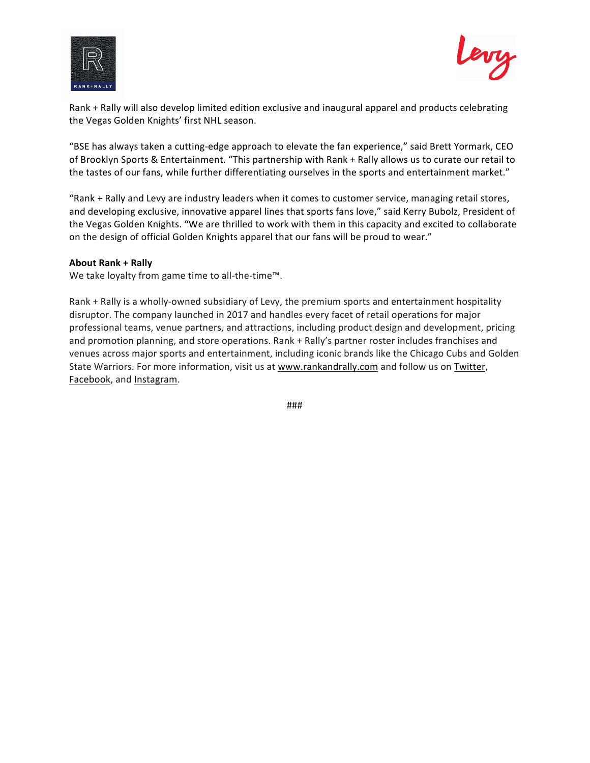Rank + Rally will also develop limited edition exclusive and inaugural apparel and products celebrating the Vegas Golden Knights' first NHL season.

"BSE has always taken a cutting-edge approach to elevate the fan experience," said Brett Yormark, CEO of Brooklyn Sports & Entertainment. "This partnership with Rank + Rally allows us to curate our retail to the tastes of our fans, while further differentiating ourselves in the sports and entertainment market."

"Rank + Rally and Levy are industry leaders when it comes to customer service, managing retail stores, and developing exclusive, innovative apparel lines that sports fans love," said Kerry Bubolz, President of the Vegas Golden Knights. "We are thrilled to work with them in this capacity and excited to collaborate on the design of official Golden Knights apparel that our fans will be proud to wear."

**About Rank + Rally**

We take loyalty from game time to all-the-time™.

Rank + Rally is a wholly-owned subsidiary of Levy, the premium sports and entertainment hospitality disruptor. The company launched in 2017 and handles every facet of retail operations for major professional teams, venue partners, and attractions, including product design and development, pricing and promotion planning, and store operations. Rank + Rally's partner roster includes franchises and venues across major sports and entertainment, including iconic brands like the Chicago Cubs and Golden State Warriors. For more information, visit us at www.rankandrally.com and follow us on Twitter, Facebook, and Instagram.

###